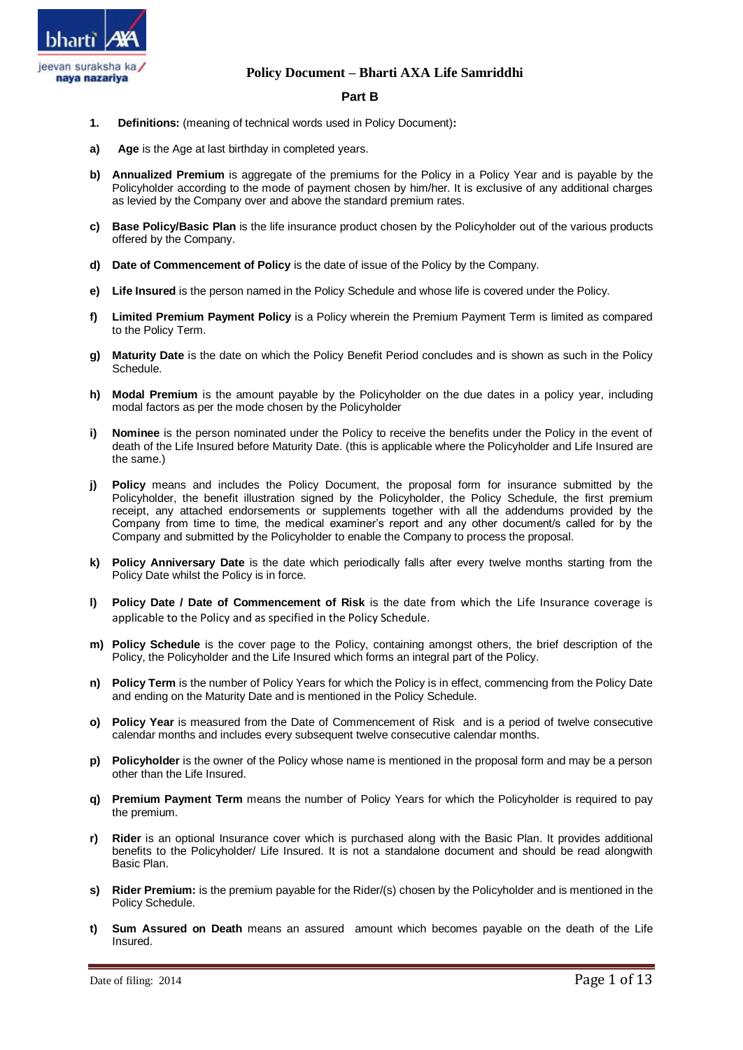# Policy Document – Bharti AXA Life Samriddhi

## Part B

1. **Definitions:** (meaning of technical words used in Policy Document)**:**

a) **Age** is the Age at last birthday in completed years.

b) **Annualized Premium** is aggregate of the premiums for the Policy in a Policy Year and is payable by the Policyholder according to the mode of payment chosen by him/her. It is exclusive of any additional charges as levied by the Company over and above the standard premium rates.

c) **Base Policy/Basic Plan** is the life insurance product chosen by the Policyholder out of the various products offered by the Company.

d) **Date of Commencement of Policy** is the date of issue of the Policy by the Company.

e) **Life Insured** is the person named in the Policy Schedule and whose life is covered under the Policy.

f) **Limited Premium Payment Policy** is a Policy wherein the Premium Payment Term is limited as compared to the Policy Term.

g) **Maturity Date** is the date on which the Policy Benefit Period concludes and is shown as such in the Policy Schedule.

h) **Modal Premium** is the amount payable by the Policyholder on the due dates in a policy year, including modal factors as per the mode chosen by the Policyholder

i) **Nominee** is the person nominated under the Policy to receive the benefits under the Policy in the event of death of the Life Insured before Maturity Date. (this is applicable where the Policyholder and Life Insured are the same.)

j) **Policy** means and includes the Policy Document, the proposal form for insurance submitted by the Policyholder, the benefit illustration signed by the Policyholder, the Policy Schedule, the first premium receipt, any attached endorsements or supplements together with all the addendums provided by the Company from time to time, the medical examiner's report and any other document/s called for by the Company and submitted by the Policyholder to enable the Company to process the proposal.

k) **Policy Anniversary Date** is the date which periodically falls after every twelve months starting from the Policy Date whilst the Policy is in force.

l) **Policy Date / Date of Commencement of Risk** is the date from which the Life Insurance coverage is applicable to the Policy and as specified in the Policy Schedule.

m) **Policy Schedule** is the cover page to the Policy, containing amongst others, the brief description of the Policy, the Policyholder and the Life Insured which forms an integral part of the Policy.

n) **Policy Term** is the number of Policy Years for which the Policy is in effect, commencing from the Policy Date and ending on the Maturity Date and is mentioned in the Policy Schedule.

o) **Policy Year** is measured from the Date of Commencement of Risk and is a period of twelve consecutive calendar months and includes every subsequent twelve consecutive calendar months.

p) **Policyholder** is the owner of the Policy whose name is mentioned in the proposal form and may be a person other than the Life Insured.

q) **Premium Payment Term** means the number of Policy Years for which the Policyholder is required to pay the premium.

r) **Rider** is an optional Insurance cover which is purchased along with the Basic Plan. It provides additional benefits to the Policyholder/ Life Insured. It is not a standalone document and should be read alongwith Basic Plan.

s) **Rider Premium:** is the premium payable for the Rider/(s) chosen by the Policyholder and is mentioned in the Policy Schedule.

t) **Sum Assured on Death** means an assured amount which becomes payable on the death of the Life Insured.

Date of filing: 2014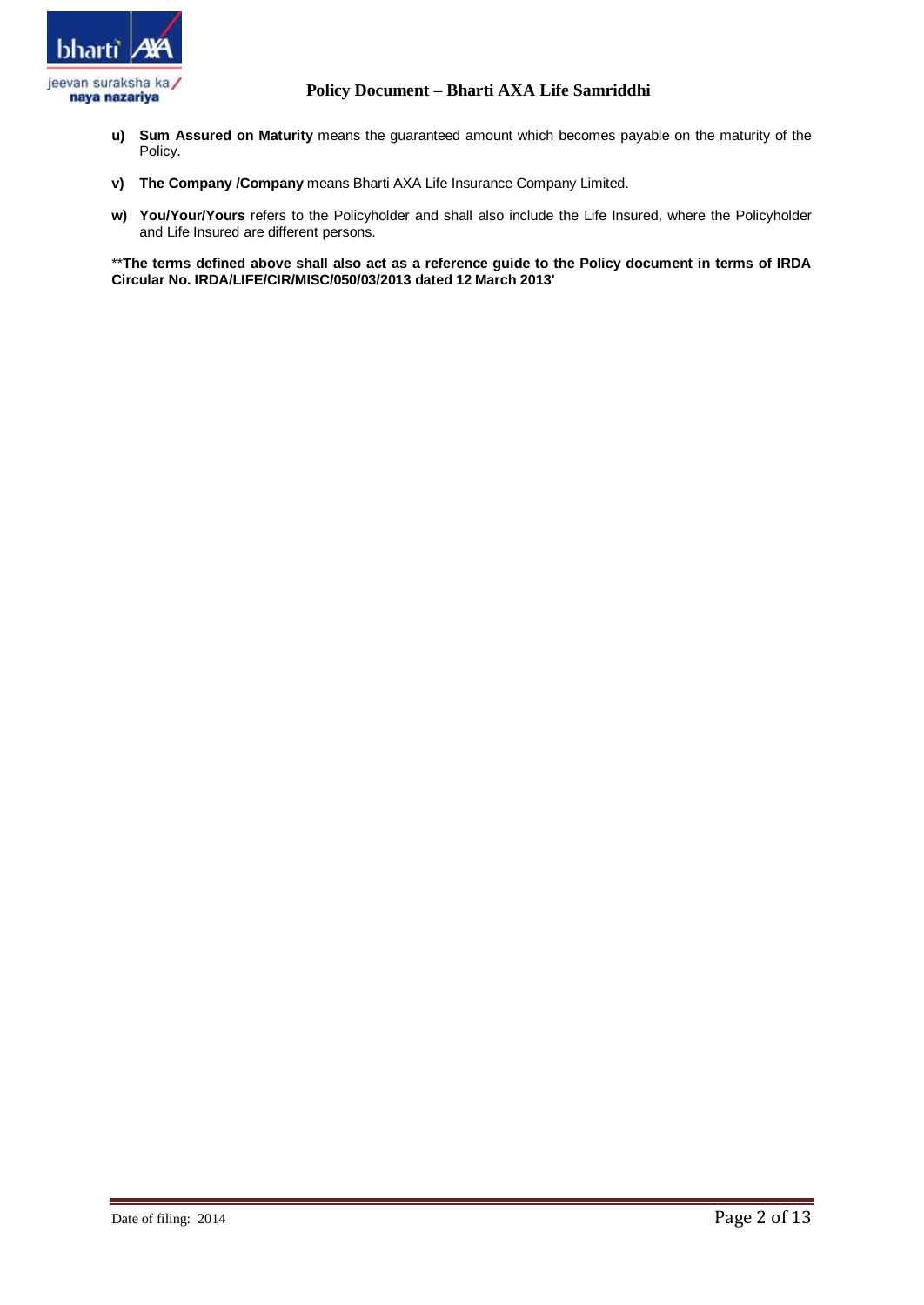u) **Sum Assured on Maturity** means the guaranteed amount which becomes payable on the maturity of the Policy.

v) **The Company /Company** means Bharti AXA Life Insurance Company Limited.

w) **You/Your/Yours** refers to the Policyholder and shall also include the Life Insured, where the Policyholder and Life Insured are different persons.

****The terms defined above shall also act as a reference guide to the Policy document in terms of IRDA Circular No. IRDA/LIFE/CIR/MISC/050/03/2013 dated 12 March 2013'**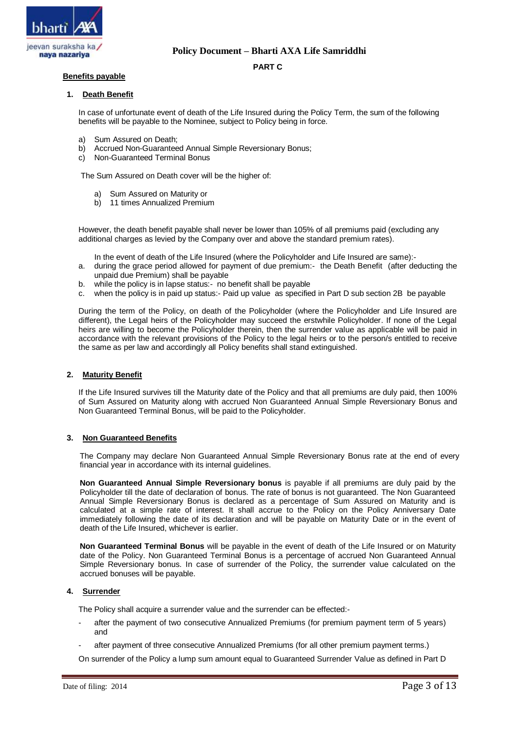**PART C**

**Benefits payable**

1. **Death Benefit**

In case of unfortunate event of death of the Life Insured during the Policy Term, the sum of the following benefits will be payable to the Nominee, subject to Policy being in force.

a) Sum Assured on Death;
b) Accrued Non-Guaranteed Annual Simple Reversionary Bonus;
c) Non-Guaranteed Terminal Bonus

The Sum Assured on Death cover will be the higher of:

a) Sum Assured on Maturity or
b) 11 times Annualized Premium

However, the death benefit payable shall never be lower than 105% of all premiums paid (excluding any additional charges as levied by the Company over and above the standard premium rates).

In the event of death of the Life Insured (where the Policyholder and Life Insured are same):-

a. during the grace period allowed for payment of due premium:- the Death Benefit (after deducting the unpaid due Premium) shall be payable
b. while the policy is in lapse status:- no benefit shall be payable
c. when the policy is in paid up status:- Paid up value as specified in Part D sub section 2B be payable

During the term of the Policy, on death of the Policyholder (where the Policyholder and Life Insured are different), the Legal heirs of the Policyholder may succeed the erstwhile Policyholder. If none of the Legal heirs are willing to become the Policyholder therein, then the surrender value as applicable will be paid in accordance with the relevant provisions of the Policy to the legal heirs or to the person/s entitled to receive the same as per law and accordingly all Policy benefits shall stand extinguished.

2. **Maturity Benefit**

If the Life Insured survives till the Maturity date of the Policy and that all premiums are duly paid, then 100% of Sum Assured on Maturity along with accrued Non Guaranteed Annual Simple Reversionary Bonus and Non Guaranteed Terminal Bonus, will be paid to the Policyholder.

3. **Non Guaranteed Benefits**

The Company may declare Non Guaranteed Annual Simple Reversionary Bonus rate at the end of every financial year in accordance with its internal guidelines.

**Non Guaranteed Annual Simple Reversionary bonus** is payable if all premiums are duly paid by the Policyholder till the date of declaration of bonus. The rate of bonus is not guaranteed. The Non Guaranteed Annual Simple Reversionary Bonus is declared as a percentage of Sum Assured on Maturity and is calculated at a simple rate of interest. It shall accrue to the Policy on the Policy Anniversary Date immediately following the date of its declaration and will be payable on Maturity Date or in the event of death of the Life Insured, whichever is earlier.

**Non Guaranteed Terminal Bonus** will be payable in the event of death of the Life Insured or on Maturity date of the Policy. Non Guaranteed Terminal Bonus is a percentage of accrued Non Guaranteed Annual Simple Reversionary bonus. In case of surrender of the Policy, the surrender value calculated on the accrued bonuses will be payable.

4. **Surrender**

The Policy shall acquire a surrender value and the surrender can be effected:-

- after the payment of two consecutive Annualized Premiums (for premium payment term of 5 years) and
- after payment of three consecutive Annualized Premiums (for all other premium payment terms.)

On surrender of the Policy a lump sum amount equal to Guaranteed Surrender Value as defined in Part D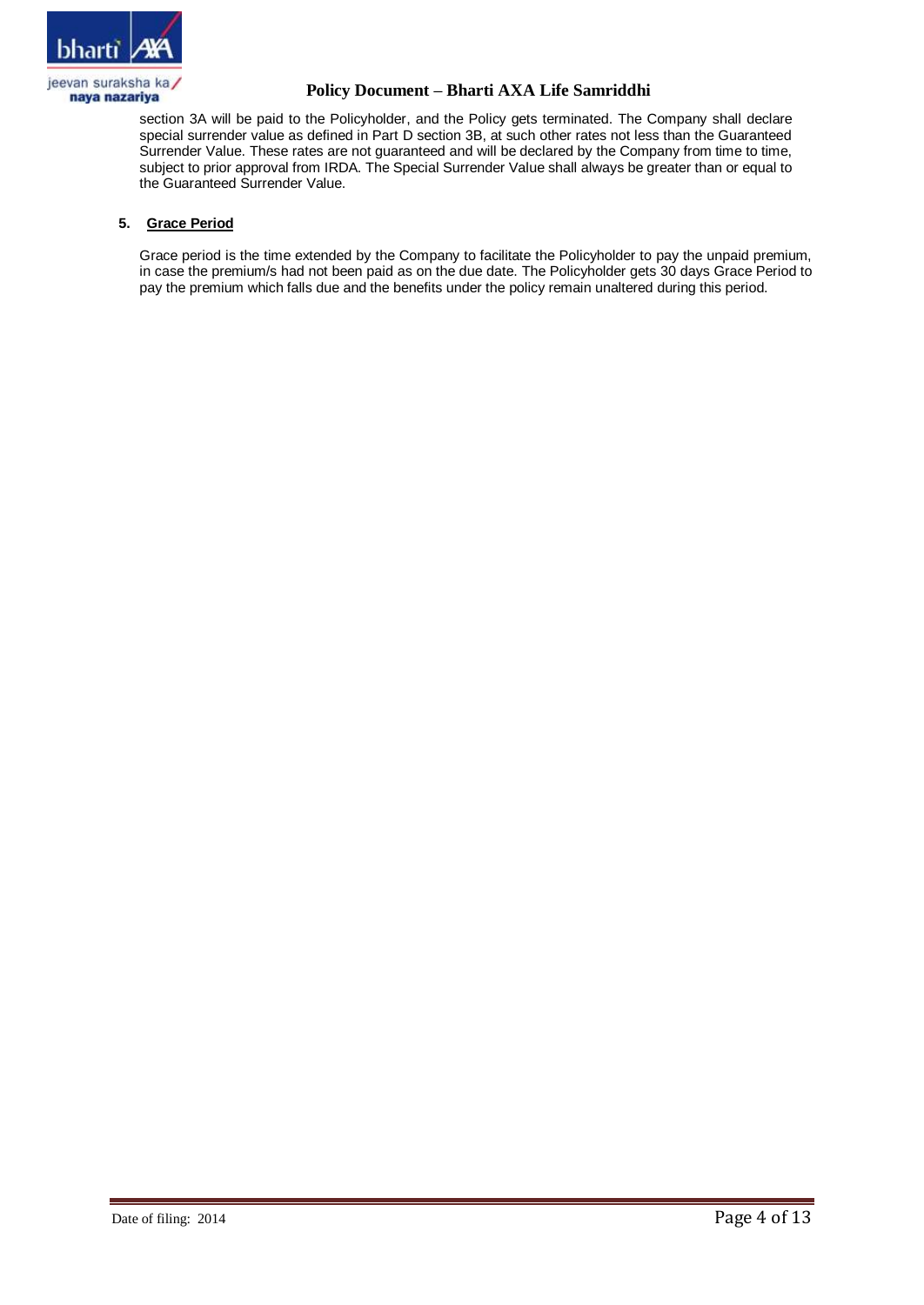section 3A will be paid to the Policyholder, and the Policy gets terminated. The Company shall declare special surrender value as defined in Part D section 3B, at such other rates not less than the Guaranteed Surrender Value. These rates are not guaranteed and will be declared by the Company from time to time, subject to prior approval from IRDA. The Special Surrender Value shall always be greater than or equal to the Guaranteed Surrender Value.

**5. Grace Period**

Grace period is the time extended by the Company to facilitate the Policyholder to pay the unpaid premium, in case the premium/s had not been paid as on the due date. The Policyholder gets 30 days Grace Period to pay the premium which falls due and the benefits under the policy remain unaltered during this period.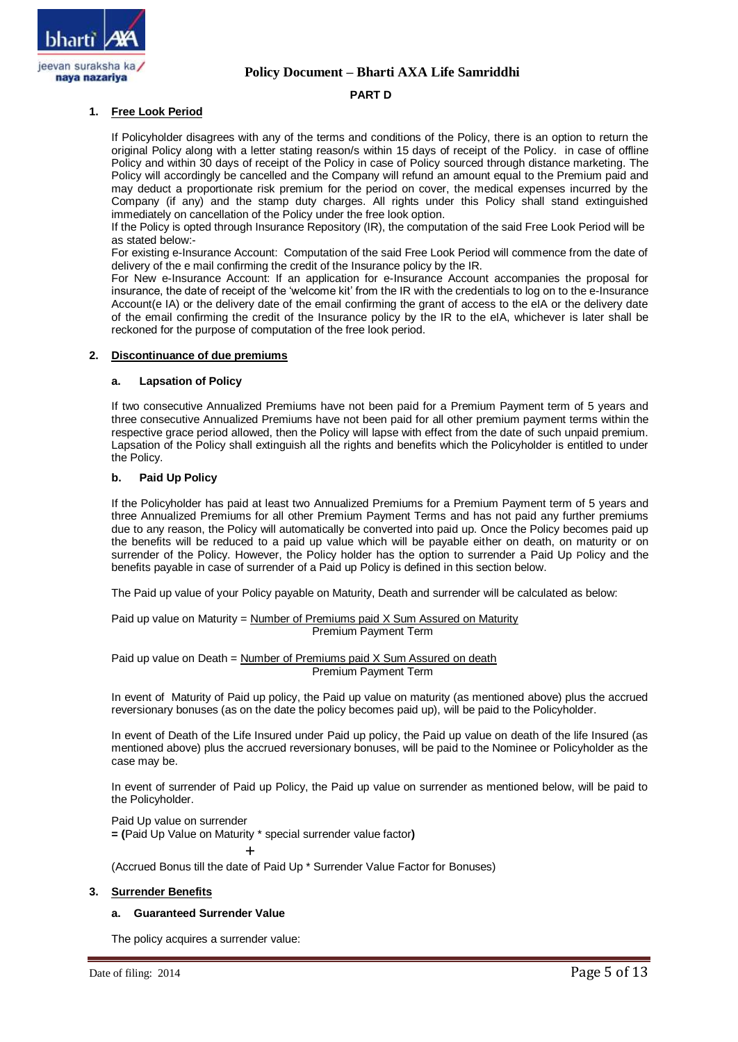**PART D**

## 1. Free Look Period

If Policyholder disagrees with any of the terms and conditions of the Policy, there is an option to return the original Policy along with a letter stating reason/s within 15 days of receipt of the Policy. in case of offline Policy and within 30 days of receipt of the Policy in case of Policy sourced through distance marketing. The Policy will accordingly be cancelled and the Company will refund an amount equal to the Premium paid and may deduct a proportionate risk premium for the period on cover, the medical expenses incurred by the Company (if any) and the stamp duty charges. All rights under this Policy shall stand extinguished immediately on cancellation of the Policy under the free look option.

If the Policy is opted through Insurance Repository (IR), the computation of the said Free Look Period will be as stated below:-

For existing e-Insurance Account: Computation of the said Free Look Period will commence from the date of delivery of the e mail confirming the credit of the Insurance policy by the IR.

For New e-Insurance Account: If an application for e-Insurance Account accompanies the proposal for insurance, the date of receipt of the 'welcome kit' from the IR with the credentials to log on to the e-Insurance Account(e IA) or the delivery date of the email confirming the grant of access to the eIA or the delivery date of the email confirming the credit of the Insurance policy by the IR to the eIA, whichever is later shall be reckoned for the purpose of computation of the free look period.

## 2. Discontinuance of due premiums

### a. Lapsation of Policy

If two consecutive Annualized Premiums have not been paid for a Premium Payment term of 5 years and three consecutive Annualized Premiums have not been paid for all other premium payment terms within the respective grace period allowed, then the Policy will lapse with effect from the date of such unpaid premium. Lapsation of the Policy shall extinguish all the rights and benefits which the Policyholder is entitled to under the Policy.

### b. Paid Up Policy

If the Policyholder has paid at least two Annualized Premiums for a Premium Payment term of 5 years and three Annualized Premiums for all other Premium Payment Terms and has not paid any further premiums due to any reason, the Policy will automatically be converted into paid up. Once the Policy becomes paid up the benefits will be reduced to a paid up value which will be payable either on death, on maturity or on surrender of the Policy. However, the Policy holder has the option to surrender a Paid Up Policy and the benefits payable in case of surrender of a Paid up Policy is defined in this section below.

The Paid up value of your Policy payable on Maturity, Death and surrender will be calculated as below:

$$\text{Paid up value on Maturity} = \frac{\text{Number of Premiums paid X Sum Assured on Maturity}}{\text{Premium Payment Term}}$$

$$\text{Paid up value on Death} = \frac{\text{Number of Premiums paid X Sum Assured on death}}{\text{Premium Payment Term}}$$

In event of Maturity of Paid up policy, the Paid up value on maturity (as mentioned above) plus the accrued reversionary bonuses (as on the date the policy becomes paid up), will be paid to the Policyholder.

In event of Death of the Life Insured under Paid up policy, the Paid up value on death of the life Insured (as mentioned above) plus the accrued reversionary bonuses, will be paid to the Nominee or Policyholder as the case may be.

In event of surrender of Paid up Policy, the Paid up value on surrender as mentioned below, will be paid to the Policyholder.

Paid Up value on surrender
**= (**Paid Up Value on Maturity * special surrender value factor**)**

+

(Accrued Bonus till the date of Paid Up * Surrender Value Factor for Bonuses)

## 3. Surrender Benefits

### a. Guaranteed Surrender Value

The policy acquires a surrender value: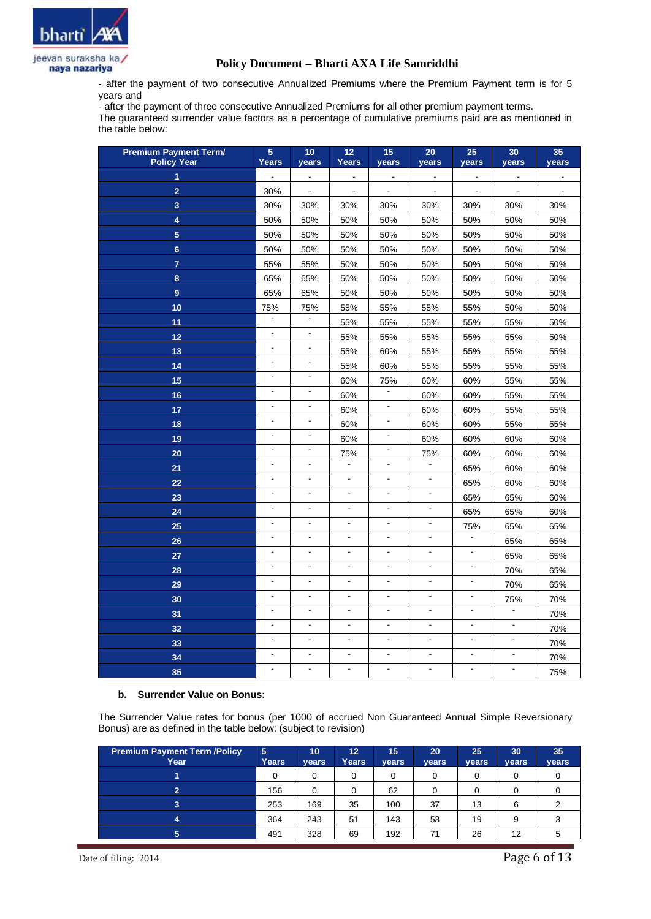- after the payment of two consecutive Annualized Premiums where the Premium Payment term is for 5 years and
- after the payment of three consecutive Annualized Premiums for all other premium payment terms.

The guaranteed surrender value factors as a percentage of cumulative premiums paid are as mentioned in the table below:

| Premium Payment Term/ Policy Year | 5 Years | 10 years | 12 Years | 15 years | 20 years | 25 years | 30 years | 35 years |
|---|---|---|---|---|---|---|---|---|
| 1 | - | - | - | - | - | - | - | - |
| 2 | 30% | - | - | - | - | - | - | - |
| 3 | 30% | 30% | 30% | 30% | 30% | 30% | 30% | 30% |
| 4 | 50% | 50% | 50% | 50% | 50% | 50% | 50% | 50% |
| 5 | 50% | 50% | 50% | 50% | 50% | 50% | 50% | 50% |
| 6 | 50% | 50% | 50% | 50% | 50% | 50% | 50% | 50% |
| 7 | 55% | 55% | 50% | 50% | 50% | 50% | 50% | 50% |
| 8 | 65% | 65% | 50% | 50% | 50% | 50% | 50% | 50% |
| 9 | 65% | 65% | 50% | 50% | 50% | 50% | 50% | 50% |
| 10 | 75% | 75% | 55% | 55% | 55% | 55% | 50% | 50% |
| 11 | - | - | 55% | 55% | 55% | 55% | 55% | 50% |
| 12 | - | - | 55% | 55% | 55% | 55% | 55% | 50% |
| 13 | - | - | 55% | 60% | 55% | 55% | 55% | 55% |
| 14 | - | - | 55% | 60% | 55% | 55% | 55% | 55% |
| 15 | - | - | 60% | 75% | 60% | 60% | 55% | 55% |
| 16 | - | - | 60% | - | 60% | 60% | 55% | 55% |
| 17 | - | - | 60% | - | 60% | 60% | 55% | 55% |
| 18 | - | - | 60% | - | 60% | 60% | 55% | 55% |
| 19 | - | - | 60% | - | 60% | 60% | 60% | 60% |
| 20 | - | - | 75% | - | 75% | 60% | 60% | 60% |
| 21 | - | - | - | - | - | 65% | 60% | 60% |
| 22 | - | - | - | - | - | 65% | 60% | 60% |
| 23 | - | - | - | - | - | 65% | 65% | 60% |
| 24 | - | - | - | - | - | 65% | 65% | 60% |
| 25 | - | - | - | - | - | 75% | 65% | 65% |
| 26 | - | - | - | - | - | - | 65% | 65% |
| 27 | - | - | - | - | - | - | 65% | 65% |
| 28 | - | - | - | - | - | - | 70% | 65% |
| 29 | - | - | - | - | - | - | 70% | 65% |
| 30 | - | - | - | - | - | - | 75% | 70% |
| 31 | - | - | - | - | - | - | - | 70% |
| 32 | - | - | - | - | - | - | - | 70% |
| 33 | - | - | - | - | - | - | - | 70% |
| 34 | - | - | - | - | - | - | - | 70% |
| 35 | - | - | - | - | - | - | - | 75% |

**b. Surrender Value on Bonus:**

The Surrender Value rates for bonus (per 1000 of accrued Non Guaranteed Annual Simple Reversionary Bonus) are as defined in the table below: (subject to revision)

| Premium Payment Term /Policy Year | 5 Years | 10 years | 12 Years | 15 years | 20 years | 25 years | 30 years | 35 years |
|---|---|---|---|---|---|---|---|---|
| 1 | 0 | 0 | 0 | 0 | 0 | 0 | 0 | 0 |
| 2 | 156 | 0 | 0 | 62 | 0 | 0 | 0 | 0 |
| 3 | 253 | 169 | 35 | 100 | 37 | 13 | 6 | 2 |
| 4 | 364 | 243 | 51 | 143 | 53 | 19 | 9 | 3 |
| 5 | 491 | 328 | 69 | 192 | 71 | 26 | 12 | 5 |

Date of filing: 2014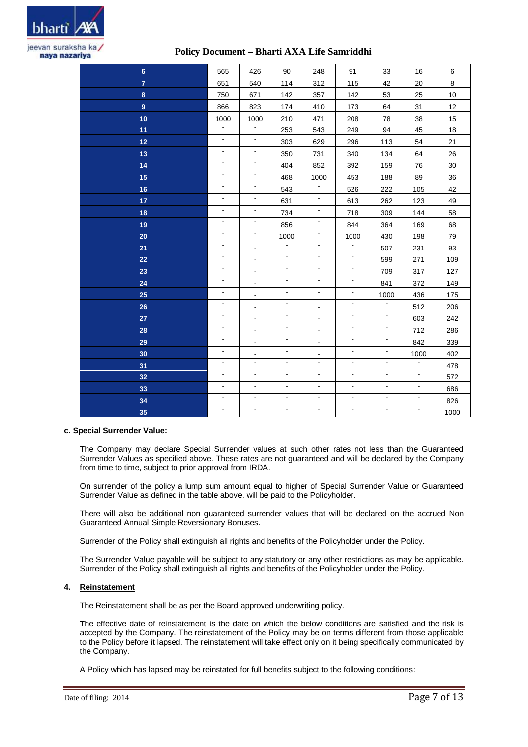| | | | | | | | | |
|---|---|---|---|---|---|---|---|---|
| **6** | 565 | 426 | 90 | 248 | 91 | 33 | 16 | 6 |
| **7** | 651 | 540 | 114 | 312 | 115 | 42 | 20 | 8 |
| **8** | 750 | 671 | 142 | 357 | 142 | 53 | 25 | 10 |
| **9** | 866 | 823 | 174 | 410 | 173 | 64 | 31 | 12 |
| **10** | 1000 | 1000 | 210 | 471 | 208 | 78 | 38 | 15 |
| **11** | - | - | 253 | 543 | 249 | 94 | 45 | 18 |
| **12** | - | - | 303 | 629 | 296 | 113 | 54 | 21 |
| **13** | - | - | 350 | 731 | 340 | 134 | 64 | 26 |
| **14** | - | - | 404 | 852 | 392 | 159 | 76 | 30 |
| **15** | - | - | 468 | 1000 | 453 | 188 | 89 | 36 |
| **16** | - | - | 543 | - | 526 | 222 | 105 | 42 |
| **17** | - | - | 631 | - | 613 | 262 | 123 | 49 |
| **18** | - | - | 734 | - | 718 | 309 | 144 | 58 |
| **19** | - | - | 856 | - | 844 | 364 | 169 | 68 |
| **20** | - | - | 1000 | - | 1000 | 430 | 198 | 79 |
| **21** | - | - | - | - | - | 507 | 231 | 93 |
| **22** | - | - | - | - | - | 599 | 271 | 109 |
| **23** | - | - | - | - | - | 709 | 317 | 127 |
| **24** | - | - | - | - | - | 841 | 372 | 149 |
| **25** | - | - | - | - | - | 1000 | 436 | 175 |
| **26** | - | - | - | - | - | - | 512 | 206 |
| **27** | - | - | - | - | - | - | 603 | 242 |
| **28** | - | - | - | - | - | - | 712 | 286 |
| **29** | - | - | - | - | - | - | 842 | 339 |
| **30** | - | - | - | - | - | - | 1000 | 402 |
| **31** | - | - | - | - | - | - | - | 478 |
| **32** | - | - | - | - | - | - | - | 572 |
| **33** | - | - | - | - | - | - | - | 686 |
| **34** | - | - | - | - | - | - | - | 826 |
| **35** | - | - | - | - | - | - | - | 1000 |

**c. Special Surrender Value:**

The Company may declare Special Surrender values at such other rates not less than the Guaranteed Surrender Values as specified above. These rates are not guaranteed and will be declared by the Company from time to time, subject to prior approval from IRDA.

On surrender of the policy a lump sum amount equal to higher of Special Surrender Value or Guaranteed Surrender Value as defined in the table above, will be paid to the Policyholder.

There will also be additional non guaranteed surrender values that will be declared on the accrued Non Guaranteed Annual Simple Reversionary Bonuses.

Surrender of the Policy shall extinguish all rights and benefits of the Policyholder under the Policy.

The Surrender Value payable will be subject to any statutory or any other restrictions as may be applicable. Surrender of the Policy shall extinguish all rights and benefits of the Policyholder under the Policy.

**4. Reinstatement**

The Reinstatement shall be as per the Board approved underwriting policy.

The effective date of reinstatement is the date on which the below conditions are satisfied and the risk is accepted by the Company. The reinstatement of the Policy may be on terms different from those applicable to the Policy before it lapsed. The reinstatement will take effect only on it being specifically communicated by the Company.

A Policy which has lapsed may be reinstated for full benefits subject to the following conditions: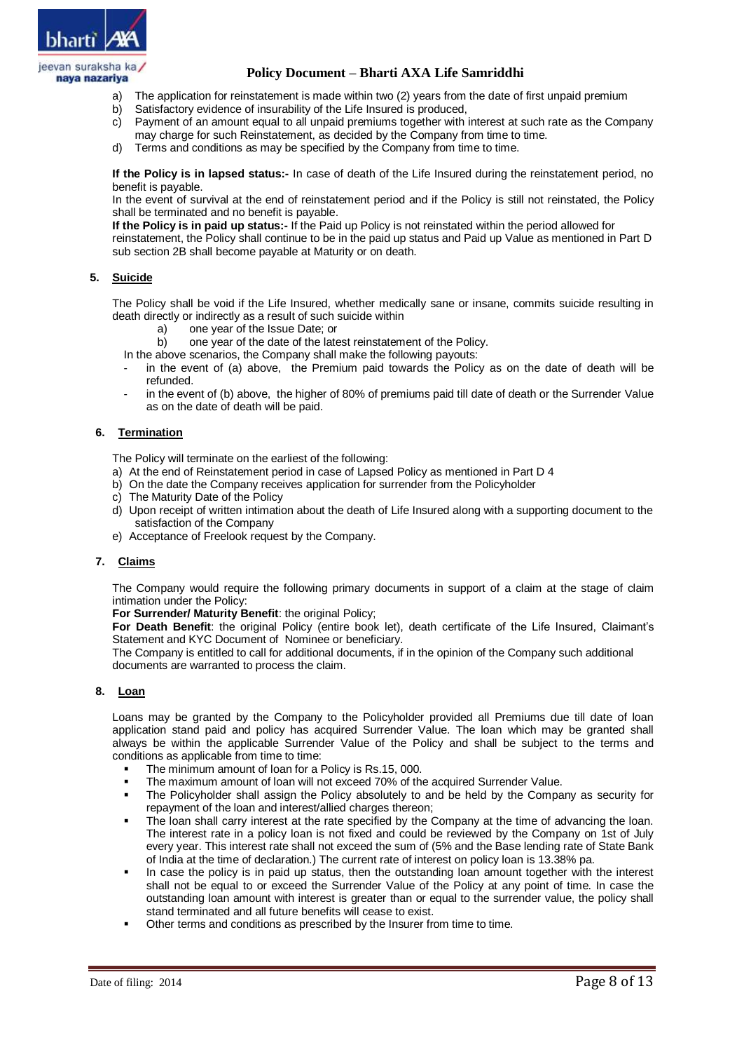a) The application for reinstatement is made within two (2) years from the date of first unpaid premium
b) Satisfactory evidence of insurability of the Life Insured is produced,
c) Payment of an amount equal to all unpaid premiums together with interest at such rate as the Company may charge for such Reinstatement, as decided by the Company from time to time.
d) Terms and conditions as may be specified by the Company from time to time.

**If the Policy is in lapsed status:-** In case of death of the Life Insured during the reinstatement period, no benefit is payable.
In the event of survival at the end of reinstatement period and if the Policy is still not reinstated, the Policy shall be terminated and no benefit is payable.
**If the Policy is in paid up status:-** If the Paid up Policy is not reinstated within the period allowed for reinstatement, the Policy shall continue to be in the paid up status and Paid up Value as mentioned in Part D sub section 2B shall become payable at Maturity or on death.

## 5. Suicide

The Policy shall be void if the Life Insured, whether medically sane or insane, commits suicide resulting in death directly or indirectly as a result of such suicide within

a) one year of the Issue Date; or
b) one year of the date of the latest reinstatement of the Policy.

In the above scenarios, the Company shall make the following payouts:

- in the event of (a) above, the Premium paid towards the Policy as on the date of death will be refunded.
- in the event of (b) above, the higher of 80% of premiums paid till date of death or the Surrender Value as on the date of death will be paid.

## 6. Termination

The Policy will terminate on the earliest of the following:

a) At the end of Reinstatement period in case of Lapsed Policy as mentioned in Part D 4
b) On the date the Company receives application for surrender from the Policyholder
c) The Maturity Date of the Policy
d) Upon receipt of written intimation about the death of Life Insured along with a supporting document to the satisfaction of the Company
e) Acceptance of Freelook request by the Company.

## 7. Claims

The Company would require the following primary documents in support of a claim at the stage of claim intimation under the Policy:
**For Surrender/ Maturity Benefit**: the original Policy;
**For Death Benefit**: the original Policy (entire book let), death certificate of the Life Insured, Claimant's Statement and KYC Document of Nominee or beneficiary.
The Company is entitled to call for additional documents, if in the opinion of the Company such additional documents are warranted to process the claim.

## 8. Loan

Loans may be granted by the Company to the Policyholder provided all Premiums due till date of loan application stand paid and policy has acquired Surrender Value. The loan which may be granted shall always be within the applicable Surrender Value of the Policy and shall be subject to the terms and conditions as applicable from time to time:

- The minimum amount of loan for a Policy is Rs.15, 000.
- The maximum amount of loan will not exceed 70% of the acquired Surrender Value.
- The Policyholder shall assign the Policy absolutely to and be held by the Company as security for repayment of the loan and interest/allied charges thereon;
- The loan shall carry interest at the rate specified by the Company at the time of advancing the loan. The interest rate in a policy loan is not fixed and could be reviewed by the Company on 1st of July every year. This interest rate shall not exceed the sum of (5% and the Base lending rate of State Bank of India at the time of declaration.) The current rate of interest on policy loan is 13.38% pa.
- In case the policy is in paid up status, then the outstanding loan amount together with the interest shall not be equal to or exceed the Surrender Value of the Policy at any point of time. In case the outstanding loan amount with interest is greater than or equal to the surrender value, the policy shall stand terminated and all future benefits will cease to exist.
- Other terms and conditions as prescribed by the Insurer from time to time.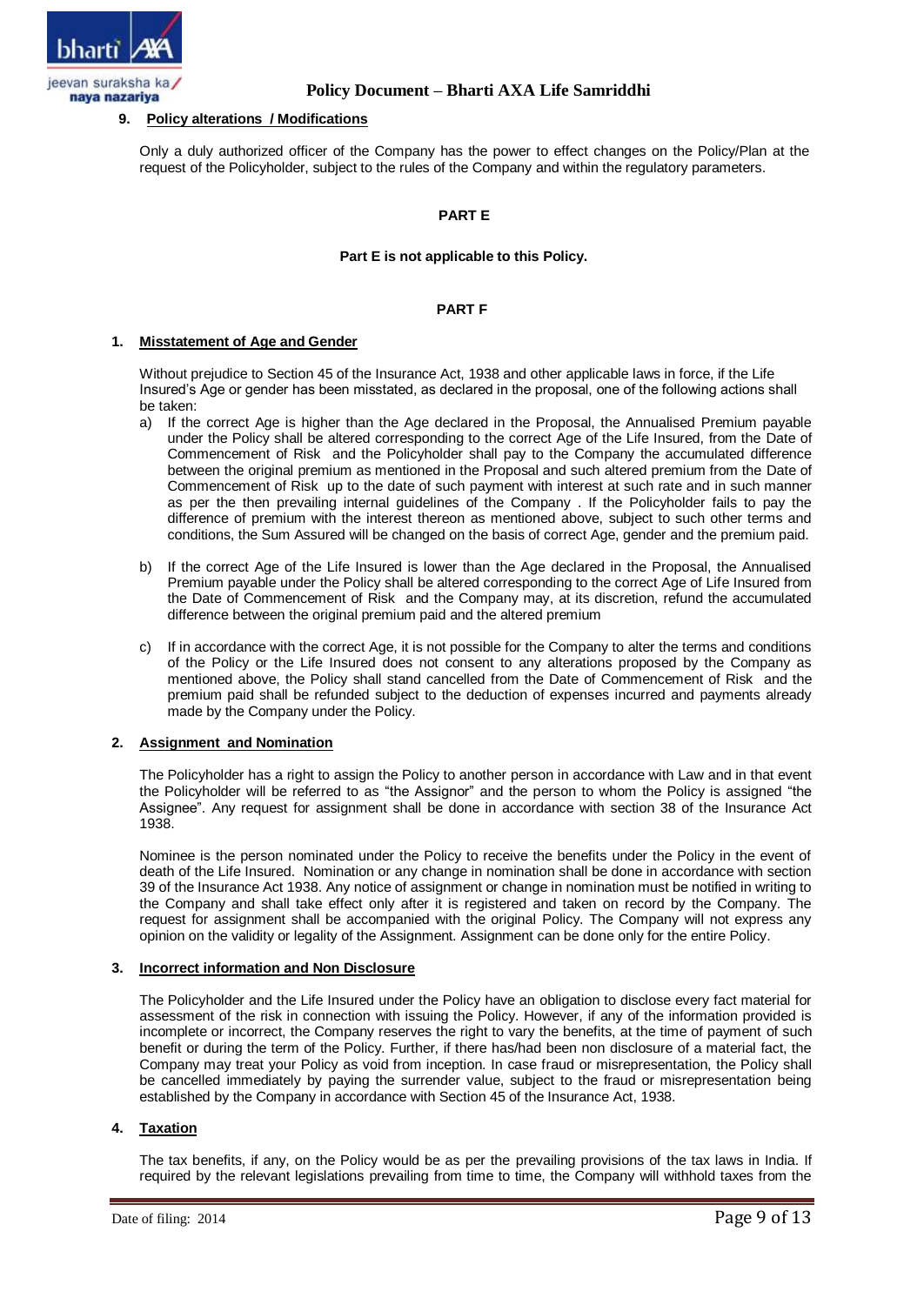9. **Policy alterations / Modifications**

Only a duly authorized officer of the Company has the power to effect changes on the Policy/Plan at the request of the Policyholder, subject to the rules of the Company and within the regulatory parameters.

## PART E

**Part E is not applicable to this Policy.**

## PART F

1. **Misstatement of Age and Gender**

Without prejudice to Section 45 of the Insurance Act, 1938 and other applicable laws in force, if the Life Insured's Age or gender has been misstated, as declared in the proposal, one of the following actions shall be taken:

a) If the correct Age is higher than the Age declared in the Proposal, the Annualised Premium payable under the Policy shall be altered corresponding to the correct Age of the Life Insured, from the Date of Commencement of Risk and the Policyholder shall pay to the Company the accumulated difference between the original premium as mentioned in the Proposal and such altered premium from the Date of Commencement of Risk up to the date of such payment with interest at such rate and in such manner as per the then prevailing internal guidelines of the Company . If the Policyholder fails to pay the difference of premium with the interest thereon as mentioned above, subject to such other terms and conditions, the Sum Assured will be changed on the basis of correct Age, gender and the premium paid.

b) If the correct Age of the Life Insured is lower than the Age declared in the Proposal, the Annualised Premium payable under the Policy shall be altered corresponding to the correct Age of Life Insured from the Date of Commencement of Risk and the Company may, at its discretion, refund the accumulated difference between the original premium paid and the altered premium

c) If in accordance with the correct Age, it is not possible for the Company to alter the terms and conditions of the Policy or the Life Insured does not consent to any alterations proposed by the Company as mentioned above, the Policy shall stand cancelled from the Date of Commencement of Risk and the premium paid shall be refunded subject to the deduction of expenses incurred and payments already made by the Company under the Policy.

2. **Assignment and Nomination**

The Policyholder has a right to assign the Policy to another person in accordance with Law and in that event the Policyholder will be referred to as "the Assignor" and the person to whom the Policy is assigned "the Assignee". Any request for assignment shall be done in accordance with section 38 of the Insurance Act 1938.

Nominee is the person nominated under the Policy to receive the benefits under the Policy in the event of death of the Life Insured. Nomination or any change in nomination shall be done in accordance with section 39 of the Insurance Act 1938. Any notice of assignment or change in nomination must be notified in writing to the Company and shall take effect only after it is registered and taken on record by the Company. The request for assignment shall be accompanied with the original Policy. The Company will not express any opinion on the validity or legality of the Assignment. Assignment can be done only for the entire Policy.

3. **Incorrect information and Non Disclosure**

The Policyholder and the Life Insured under the Policy have an obligation to disclose every fact material for assessment of the risk in connection with issuing the Policy. However, if any of the information provided is incomplete or incorrect, the Company reserves the right to vary the benefits, at the time of payment of such benefit or during the term of the Policy. Further, if there has/had been non disclosure of a material fact, the Company may treat your Policy as void from inception. In case fraud or misrepresentation, the Policy shall be cancelled immediately by paying the surrender value, subject to the fraud or misrepresentation being established by the Company in accordance with Section 45 of the Insurance Act, 1938.

4. **Taxation**

The tax benefits, if any, on the Policy would be as per the prevailing provisions of the tax laws in India. If required by the relevant legislations prevailing from time to time, the Company will withhold taxes from the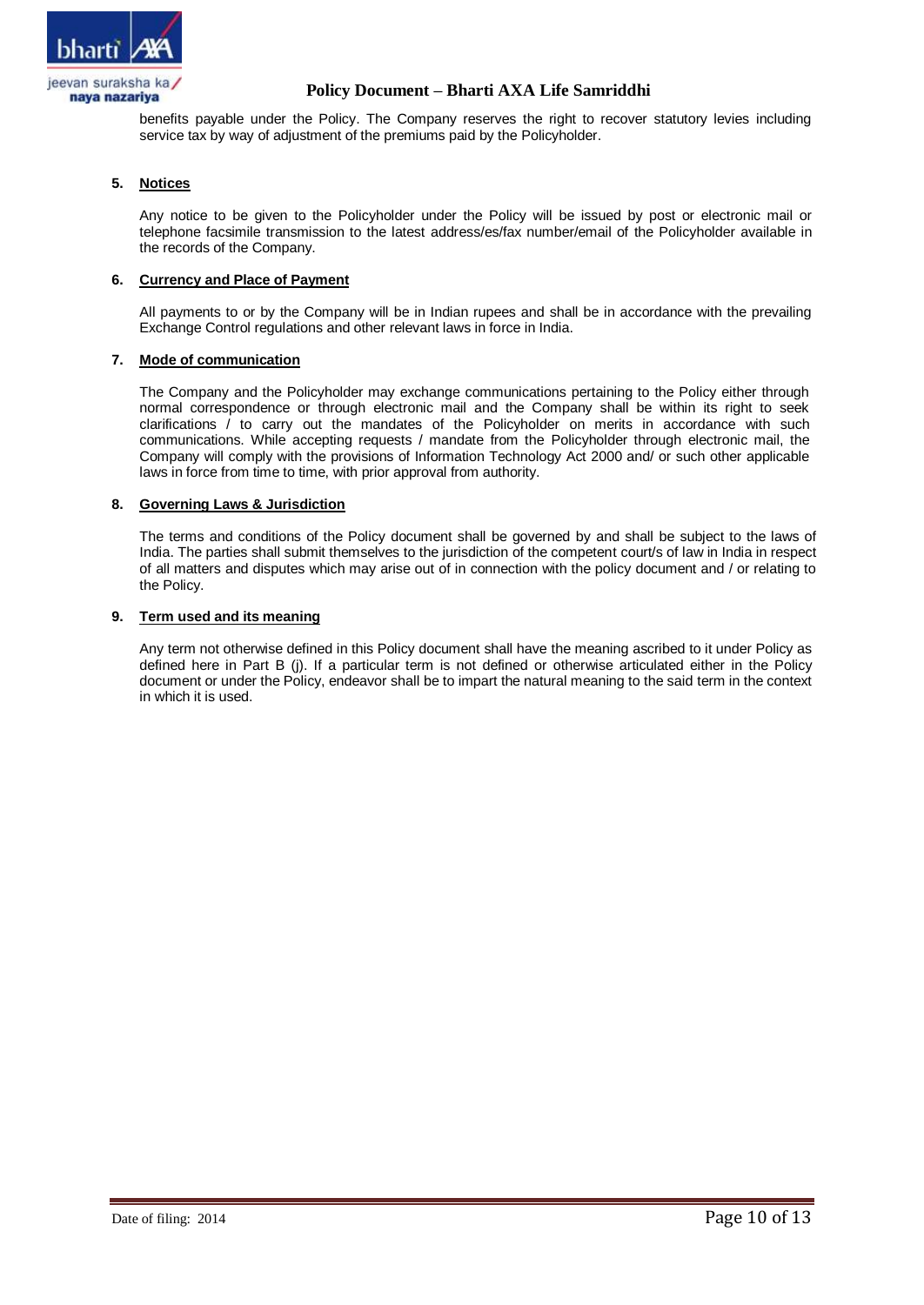benefits payable under the Policy. The Company reserves the right to recover statutory levies including service tax by way of adjustment of the premiums paid by the Policyholder.

**5. Notices**

Any notice to be given to the Policyholder under the Policy will be issued by post or electronic mail or telephone facsimile transmission to the latest address/es/fax number/email of the Policyholder available in the records of the Company.

**6. Currency and Place of Payment**

All payments to or by the Company will be in Indian rupees and shall be in accordance with the prevailing Exchange Control regulations and other relevant laws in force in India.

**7. Mode of communication**

The Company and the Policyholder may exchange communications pertaining to the Policy either through normal correspondence or through electronic mail and the Company shall be within its right to seek clarifications / to carry out the mandates of the Policyholder on merits in accordance with such communications. While accepting requests / mandate from the Policyholder through electronic mail, the Company will comply with the provisions of Information Technology Act 2000 and/ or such other applicable laws in force from time to time, with prior approval from authority.

**8. Governing Laws & Jurisdiction**

The terms and conditions of the Policy document shall be governed by and shall be subject to the laws of India. The parties shall submit themselves to the jurisdiction of the competent court/s of law in India in respect of all matters and disputes which may arise out of in connection with the policy document and / or relating to the Policy.

**9. Term used and its meaning**

Any term not otherwise defined in this Policy document shall have the meaning ascribed to it under Policy as defined here in Part B (j). If a particular term is not defined or otherwise articulated either in the Policy document or under the Policy, endeavor shall be to impart the natural meaning to the said term in the context in which it is used.

Date of filing: 2014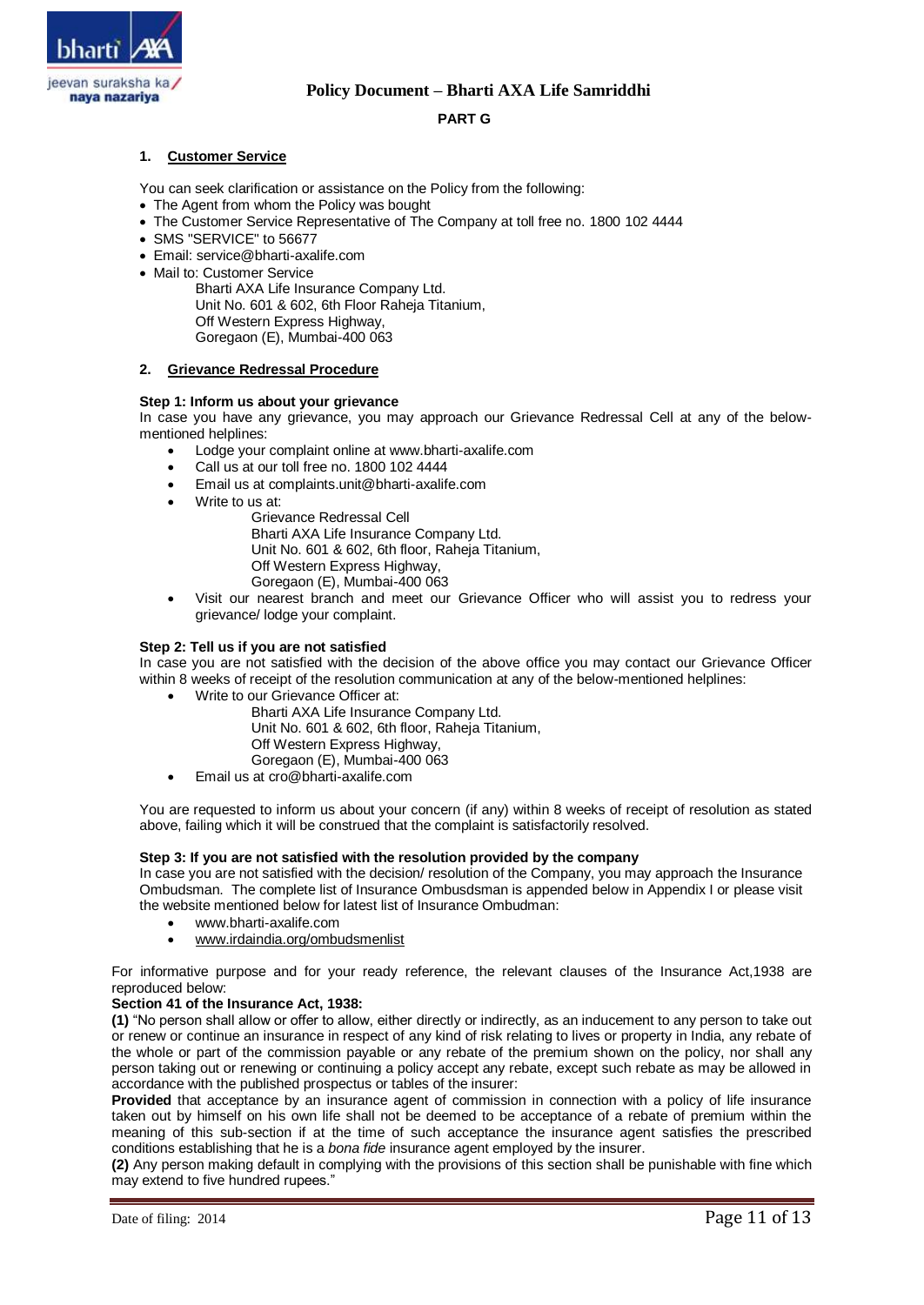## PART G

### 1. Customer Service

You can seek clarification or assistance on the Policy from the following:

- The Agent from whom the Policy was bought
- The Customer Service Representative of The Company at toll free no. 1800 102 4444
- SMS "SERVICE" to 56677
- Email: service@bharti-axalife.com
- Mail to: Customer Service
  Bharti AXA Life Insurance Company Ltd.
  Unit No. 601 & 602, 6th Floor Raheja Titanium,
  Off Western Express Highway,
  Goregaon (E), Mumbai-400 063

### 2. Grievance Redressal Procedure

**Step 1: Inform us about your grievance**

In case you have any grievance, you may approach our Grievance Redressal Cell at any of the below-mentioned helplines:

- Lodge your complaint online at www.bharti-axalife.com
- Call us at our toll free no. 1800 102 4444
- Email us at complaints.unit@bharti-axalife.com
- Write to us at:
  Grievance Redressal Cell
  Bharti AXA Life Insurance Company Ltd.
  Unit No. 601 & 602, 6th floor, Raheja Titanium,
  Off Western Express Highway,
  Goregaon (E), Mumbai-400 063
- Visit our nearest branch and meet our Grievance Officer who will assist you to redress your grievance/ lodge your complaint.

**Step 2: Tell us if you are not satisfied**

In case you are not satisfied with the decision of the above office you may contact our Grievance Officer within 8 weeks of receipt of the resolution communication at any of the below-mentioned helplines:

- Write to our Grievance Officer at:
  Bharti AXA Life Insurance Company Ltd.
  Unit No. 601 & 602, 6th floor, Raheja Titanium,
  Off Western Express Highway,
  Goregaon (E), Mumbai-400 063
- Email us at cro@bharti-axalife.com

You are requested to inform us about your concern (if any) within 8 weeks of receipt of resolution as stated above, failing which it will be construed that the complaint is satisfactorily resolved.

**Step 3: If you are not satisfied with the resolution provided by the company**

In case you are not satisfied with the decision/ resolution of the Company, you may approach the Insurance Ombudsman. The complete list of Insurance Ombusdsman is appended below in Appendix I or please visit the website mentioned below for latest list of Insurance Ombudman:

- www.bharti-axalife.com
- www.irdaindia.org/ombudsmenlist

For informative purpose and for your ready reference, the relevant clauses of the Insurance Act,1938 are reproduced below:

**Section 41 of the Insurance Act, 1938:**

**(1)** "No person shall allow or offer to allow, either directly or indirectly, as an inducement to any person to take out or renew or continue an insurance in respect of any kind of risk relating to lives or property in India, any rebate of the whole or part of the commission payable or any rebate of the premium shown on the policy, nor shall any person taking out or renewing or continuing a policy accept any rebate, except such rebate as may be allowed in accordance with the published prospectus or tables of the insurer:

**Provided** that acceptance by an insurance agent of commission in connection with a policy of life insurance taken out by himself on his own life shall not be deemed to be acceptance of a rebate of premium within the meaning of this sub-section if at the time of such acceptance the insurance agent satisfies the prescribed conditions establishing that he is a *bona fide* insurance agent employed by the insurer.

**(2)** Any person making default in complying with the provisions of this section shall be punishable with fine which may extend to five hundred rupees."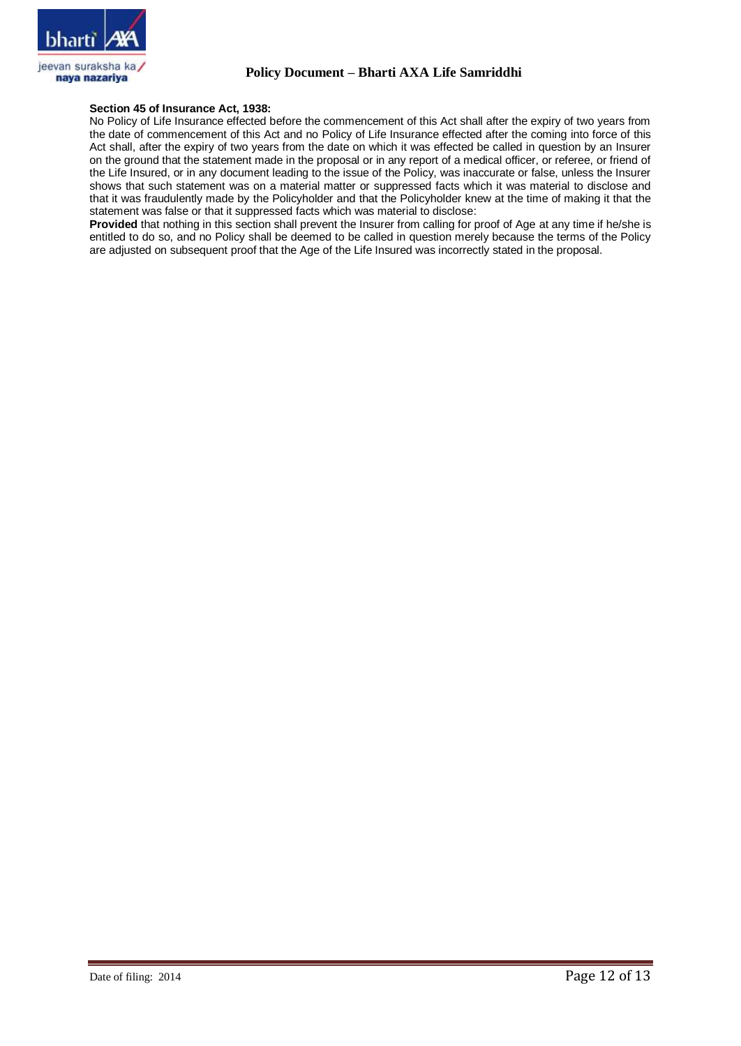**Section 45 of Insurance Act, 1938:**

No Policy of Life Insurance effected before the commencement of this Act shall after the expiry of two years from the date of commencement of this Act and no Policy of Life Insurance effected after the coming into force of this Act shall, after the expiry of two years from the date on which it was effected be called in question by an Insurer on the ground that the statement made in the proposal or in any report of a medical officer, or referee, or friend of the Life Insured, or in any document leading to the issue of the Policy, was inaccurate or false, unless the Insurer shows that such statement was on a material matter or suppressed facts which it was material to disclose and that it was fraudulently made by the Policyholder and that the Policyholder knew at the time of making it that the statement was false or that it suppressed facts which was material to disclose:

**Provided** that nothing in this section shall prevent the Insurer from calling for proof of Age at any time if he/she is entitled to do so, and no Policy shall be deemed to be called in question merely because the terms of the Policy are adjusted on subsequent proof that the Age of the Life Insured was incorrectly stated in the proposal.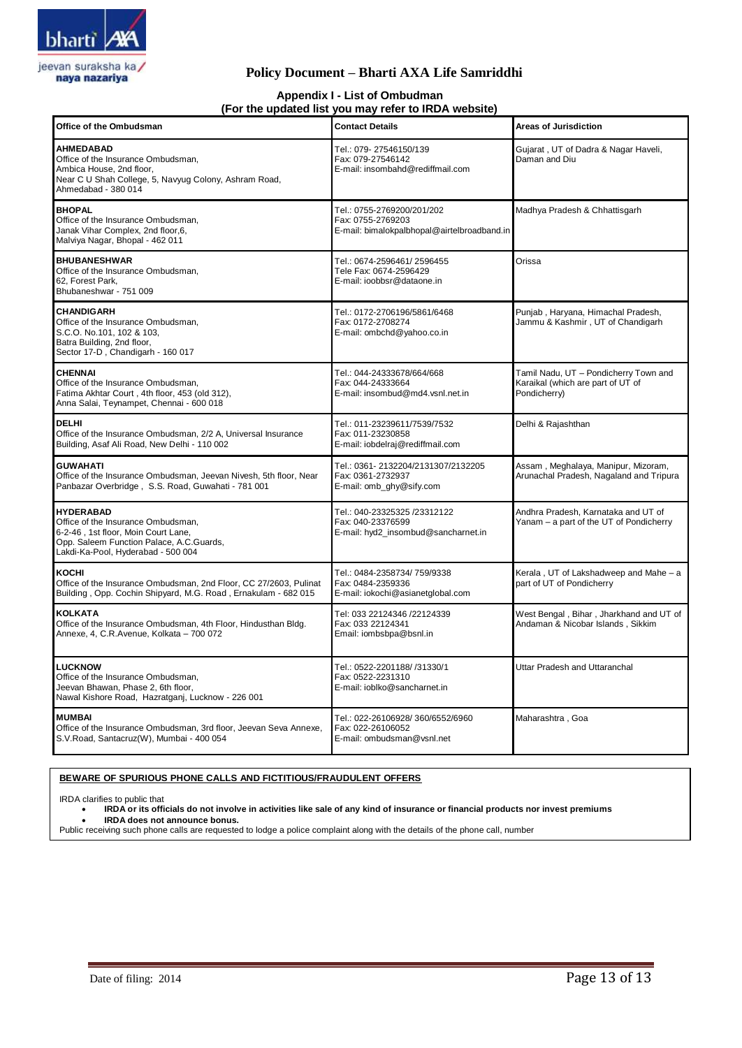## Appendix I - List of Ombudman
**(For the updated list you may refer to IRDA website)**

| Office of the Ombudsman | Contact Details | Areas of Jurisdiction |
|---|---|---|
| **AHMEDABAD**<br>Office of the Insurance Ombudsman,<br>Ambica House, 2nd floor,<br>Near C U Shah College, 5, Navyug Colony, Ashram Road,<br>Ahmedabad - 380 014 | Tel.: 079- 27546150/139<br>Fax: 079-27546142<br>E-mail: insombahd@rediffmail.com | Gujarat , UT of Dadra & Nagar Haveli, Daman and Diu |
| **BHOPAL**<br>Office of the Insurance Ombudsman,<br>Janak Vihar Complex, 2nd floor,6,<br>Malviya Nagar, Bhopal - 462 011 | Tel.: 0755-2769200/201/202<br>Fax: 0755-2769203<br>E-mail: bimalokpalbhopal@airtelbroadband.in | Madhya Pradesh & Chhattisgarh |
| **BHUBANESHWAR**<br>Office of the Insurance Ombudsman,<br>62, Forest Park,<br>Bhubaneshwar - 751 009 | Tel.: 0674-2596461/ 2596455<br>Tele Fax: 0674-2596429<br>E-mail: ioobbsr@dataone.in | Orissa |
| **CHANDIGARH**<br>Office of the Insurance Ombudsman,<br>S.C.O. No.101, 102 & 103,<br>Batra Building, 2nd floor,<br>Sector 17-D , Chandigarh - 160 017 | Tel.: 0172-2706196/5861/6468<br>Fax: 0172-2708274<br>E-mail: ombchd@yahoo.co.in | Punjab , Haryana, Himachal Pradesh, Jammu & Kashmir , UT of Chandigarh |
| **CHENNAI**<br>Office of the Insurance Ombudsman,<br>Fatima Akhtar Court , 4th floor, 453 (old 312),<br>Anna Salai, Teynampet, Chennai - 600 018 | Tel.: 044-24333678/664/668<br>Fax: 044-24333664<br>E-mail: insombud@md4.vsnl.net.in | Tamil Nadu, UT – Pondicherry Town and Karaikal (which are part of UT of Pondicherry) |
| **DELHI**<br>Office of the Insurance Ombudsman, 2/2 A, Universal Insurance Building, Asaf Ali Road, New Delhi - 110 002 | Tel.: 011-23239611/7539/7532<br>Fax: 011-23230858<br>E-mail: iobdelraj@rediffmail.com | Delhi & Rajashthan |
| **GUWAHATI**<br>Office of the Insurance Ombudsman, Jeevan Nivesh, 5th floor, Near Panbazar Overbridge , S.S. Road, Guwahati - 781 001 | Tel.: 0361- 2132204/2131307/2132205<br>Fax: 0361-2732937<br>E-mail: omb_ghy@sify.com | Assam , Meghalaya, Manipur, Mizoram, Arunachal Pradesh, Nagaland and Tripura |
| **HYDERABAD**<br>Office of the Insurance Ombudsman,<br>6-2-46 , 1st floor, Moin Court Lane,<br>Opp. Saleem Function Palace, A.C.Guards,<br>Lakdi-Ka-Pool, Hyderabad - 500 004 | Tel.: 040-23325325 /23312122<br>Fax: 040-23376599<br>E-mail: hyd2_insombud@sancharnet.in | Andhra Pradesh, Karnataka and UT of Yanam – a part of the UT of Pondicherry |
| **KOCHI**<br>Office of the Insurance Ombudsman, 2nd Floor, CC 27/2603, Pulinat Building , Opp. Cochin Shipyard, M.G. Road , Ernakulam - 682 015 | Tel.: 0484-2358734/ 759/9338<br>Fax: 0484-2359336<br>E-mail: iokochi@asianetglobal.com | Kerala , UT of Lakshadweep and Mahe – a part of UT of Pondicherry |
| **KOLKATA**<br>Office of the Insurance Ombudsman, 4th Floor, Hindusthan Bldg. Annexe, 4, C.R.Avenue, Kolkata – 700 072 | Tel: 033 22124346 /22124339<br>Fax: 033 22124341<br>Email: iombsbpa@bsnl.in | West Bengal , Bihar , Jharkhand and UT of Andaman & Nicobar Islands , Sikkim |
| **LUCKNOW**<br>Office of the Insurance Ombudsman,<br>Jeevan Bhawan, Phase 2, 6th floor,<br>Nawal Kishore Road, Hazratganj, Lucknow - 226 001 | Tel.: 0522-2201188/ /31330/1<br>Fax: 0522-2231310<br>E-mail: ioblko@sancharnet.in | Uttar Pradesh and Uttaranchal |
| **MUMBAI**<br>Office of the Insurance Ombudsman, 3rd floor, Jeevan Seva Annexe, S.V.Road, Santacruz(W), Mumbai - 400 054 | Tel.: 022-26106928/ 360/6552/6960<br>Fax: 022-26106052<br>E-mail: ombudsman@vsnl.net | Maharashtra , Goa |

**BEWARE OF SPURIOUS PHONE CALLS AND FICTITIOUS/FRAUDULENT OFFERS**

IRDA clarifies to public that

- **IRDA or its officials do not involve in activities like sale of any kind of insurance or financial products nor invest premiums**
- **IRDA does not announce bonus.**

Public receiving such phone calls are requested to lodge a police complaint along with the details of the phone call, number

Date of filing: 2014